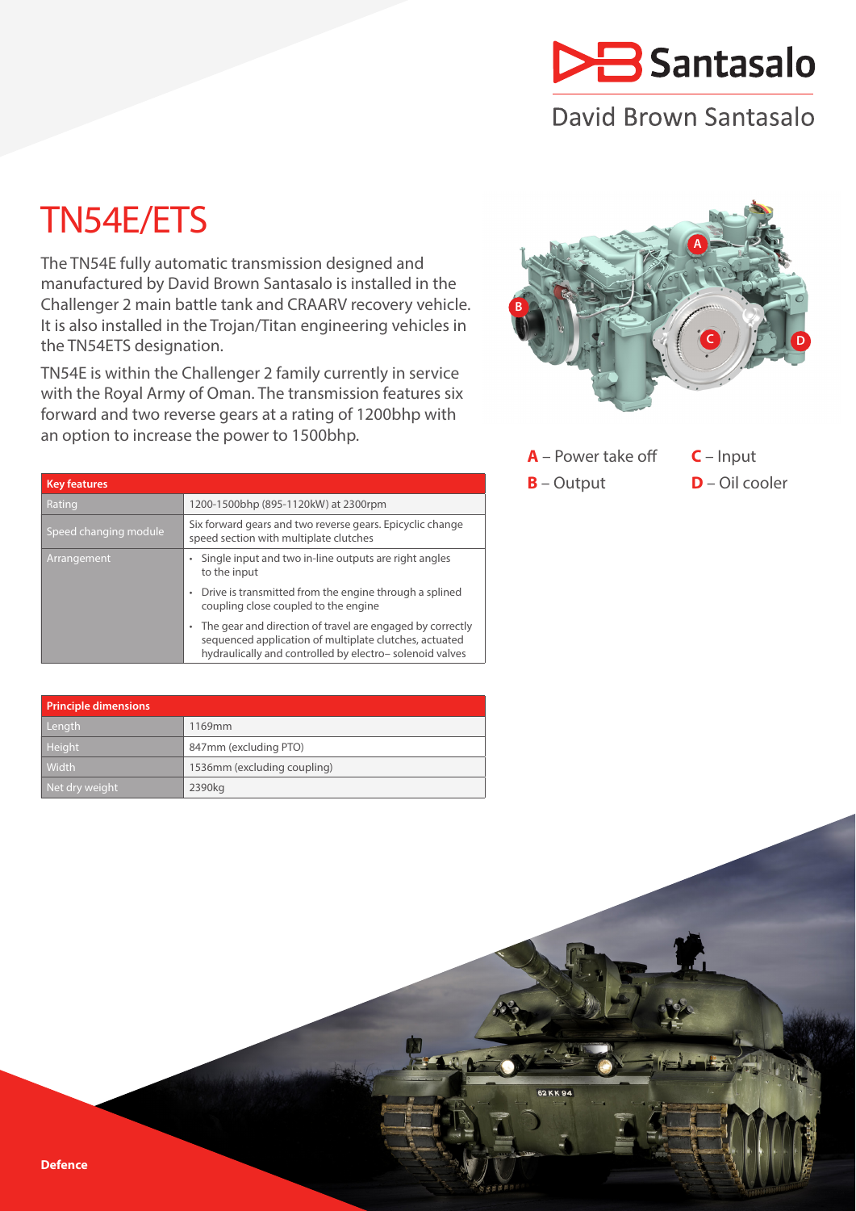Santasalo

David Brown Santasalo

# TN54E/ETS

The TN54E fully automatic transmission designed and manufactured by David Brown Santasalo is installed in the Challenger 2 main battle tank and CRAARV recovery vehicle. It is also installed in the Trojan/Titan engineering vehicles in the TN54ETS designation.

TN54E is within the Challenger 2 family currently in service with the Royal Army of Oman. The transmission features six forward and two reverse gears at a rating of 1200bhp with an option to increase the power to 1500bhp.

**A** – Power take off
**B** – Output
**C** – Input
**D** – Oil cooler

| Key features | |
|---|---|
| Rating | 1200-1500bhp (895-1120kW) at 2300rpm |
| Speed changing module | Six forward gears and two reverse gears. Epicyclic change speed section with multiplate clutches |
| Arrangement | • Single input and two in-line outputs are right angles to the input<br>• Drive is transmitted from the engine through a splined coupling close coupled to the engine<br>• The gear and direction of travel are engaged by correctly sequenced application of multiplate clutches, actuated hydraulically and controlled by electro– solenoid valves |

| Principle dimensions | |
|---|---|
| Length | 1169mm |
| Height | 847mm (excluding PTO) |
| Width | 1536mm (excluding coupling) |
| Net dry weight | 2390kg |

**Defence**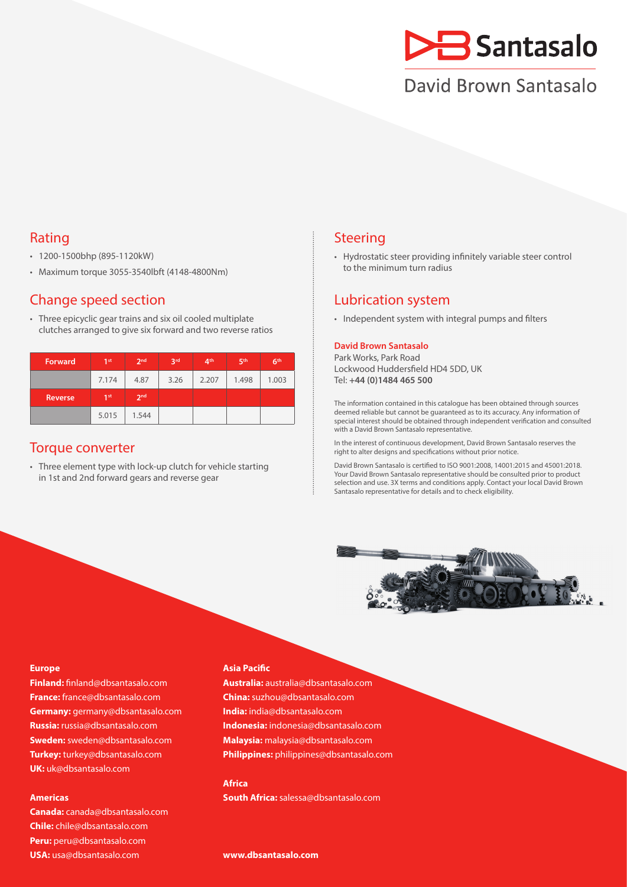# David Brown Santasalo

## Rating

- 1200-1500bhp (895-1120kW)
- Maximum torque 3055-3540lbft (4148-4800Nm)

## Change speed section

- Three epicyclic gear trains and six oil cooled multiplate clutches arranged to give six forward and two reverse ratios

| Forward | 1st | 2nd | 3rd | 4th | 5th | 6th |
|---|---|---|---|---|---|---|
| | 7.174 | 4.87 | 3.26 | 2.207 | 1.498 | 1.003 |
| **Reverse** | 1st | 2nd | | | | |
| | 5.015 | 1.544 | | | | |

## Torque converter

- Three element type with lock-up clutch for vehicle starting in 1st and 2nd forward gears and reverse gear

## Steering

- Hydrostatic steer providing infinitely variable steer control to the minimum turn radius

## Lubrication system

- Independent system with integral pumps and filters

**David Brown Santasalo**
Park Works, Park Road
Lockwood Huddersfield HD4 5DD, UK
Tel: **+44 (0)1484 465 500**

The information contained in this catalogue has been obtained through sources deemed reliable but cannot be guaranteed as to its accuracy. Any information of special interest should be obtained through independent verification and consulted with a David Brown Santasalo representative.

In the interest of continuous development, David Brown Santasalo reserves the right to alter designs and specifications without prior notice.

David Brown Santasalo is certified to ISO 9001:2008, 14001:2015 and 45001:2018. Your David Brown Santasalo representative should be consulted prior to product selection and use. 3X terms and conditions apply. Contact your local David Brown Santasalo representative for details and to check eligibility.

**Europe**
**Finland:** finland@dbsantasalo.com
**France:** france@dbsantasalo.com
**Germany:** germany@dbsantasalo.com
**Russia:** russia@dbsantasalo.com
**Sweden:** sweden@dbsantasalo.com
**Turkey:** turkey@dbsantasalo.com
**UK:** uk@dbsantasalo.com

**Americas**
**Canada:** canada@dbsantasalo.com
**Chile:** chile@dbsantasalo.com
**Peru:** peru@dbsantasalo.com
**USA:** usa@dbsantasalo.com

**Asia Pacific**
**Australia:** australia@dbsantasalo.com
**China:** suzhou@dbsantasalo.com
**India:** india@dbsantasalo.com
**Indonesia:** indonesia@dbsantasalo.com
**Malaysia:** malaysia@dbsantasalo.com
**Philippines:** philippines@dbsantasalo.com

**Africa**
**South Africa:** salessa@dbsantasalo.com

**www.dbsantasalo.com**